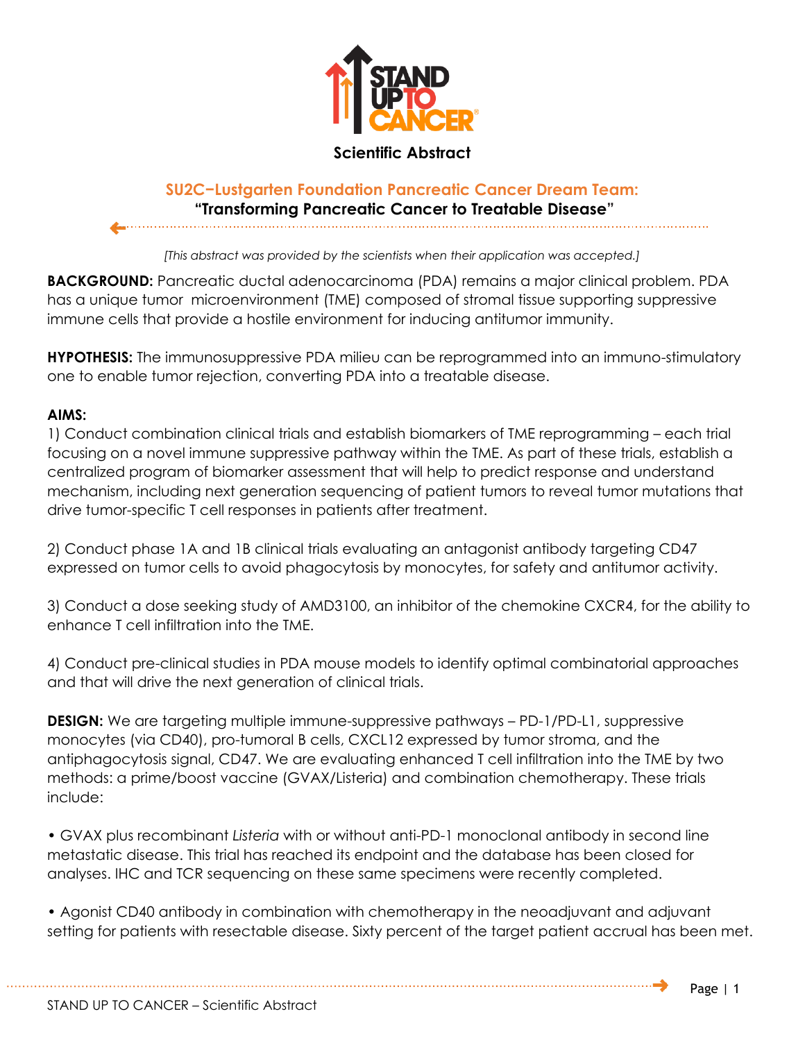Scientific Abstract

## SU2C–Lustgarten Foundation Pancreatic Cancer Dream Team:

## "Transforming Pancreatic Cancer to Treatable Disease"

*[This abstract was provided by the scientists when their application was accepted.]*

**BACKGROUND:** Pancreatic ductal adenocarcinoma (PDA) remains a major clinical problem. PDA has a unique tumor microenvironment (TME) composed of stromal tissue supporting suppressive immune cells that provide a hostile environment for inducing antitumor immunity.

**HYPOTHESIS:** The immunosuppressive PDA milieu can be reprogrammed into an immuno-stimulatory one to enable tumor rejection, converting PDA into a treatable disease.

**AIMS:**

1) Conduct combination clinical trials and establish biomarkers of TME reprogramming – each trial focusing on a novel immune suppressive pathway within the TME. As part of these trials, establish a centralized program of biomarker assessment that will help to predict response and understand mechanism, including next generation sequencing of patient tumors to reveal tumor mutations that drive tumor-specific T cell responses in patients after treatment.

2) Conduct phase 1A and 1B clinical trials evaluating an antagonist antibody targeting CD47 expressed on tumor cells to avoid phagocytosis by monocytes, for safety and antitumor activity.

3) Conduct a dose seeking study of AMD3100, an inhibitor of the chemokine CXCR4, for the ability to enhance T cell infiltration into the TME.

4) Conduct pre-clinical studies in PDA mouse models to identify optimal combinatorial approaches and that will drive the next generation of clinical trials.

**DESIGN:** We are targeting multiple immune-suppressive pathways – PD-1/PD-L1, suppressive monocytes (via CD40), pro-tumoral B cells, CXCL12 expressed by tumor stroma, and the antiphagocytosis signal, CD47. We are evaluating enhanced T cell infiltration into the TME by two methods: a prime/boost vaccine (GVAX/Listeria) and combination chemotherapy. These trials include:

- GVAX plus recombinant *Listeria* with or without anti-PD-1 monoclonal antibody in second line metastatic disease. This trial has reached its endpoint and the database has been closed for analyses. IHC and TCR sequencing on these same specimens were recently completed.

- Agonist CD40 antibody in combination with chemotherapy in the neoadjuvant and adjuvant setting for patients with resectable disease. Sixty percent of the target patient accrual has been met.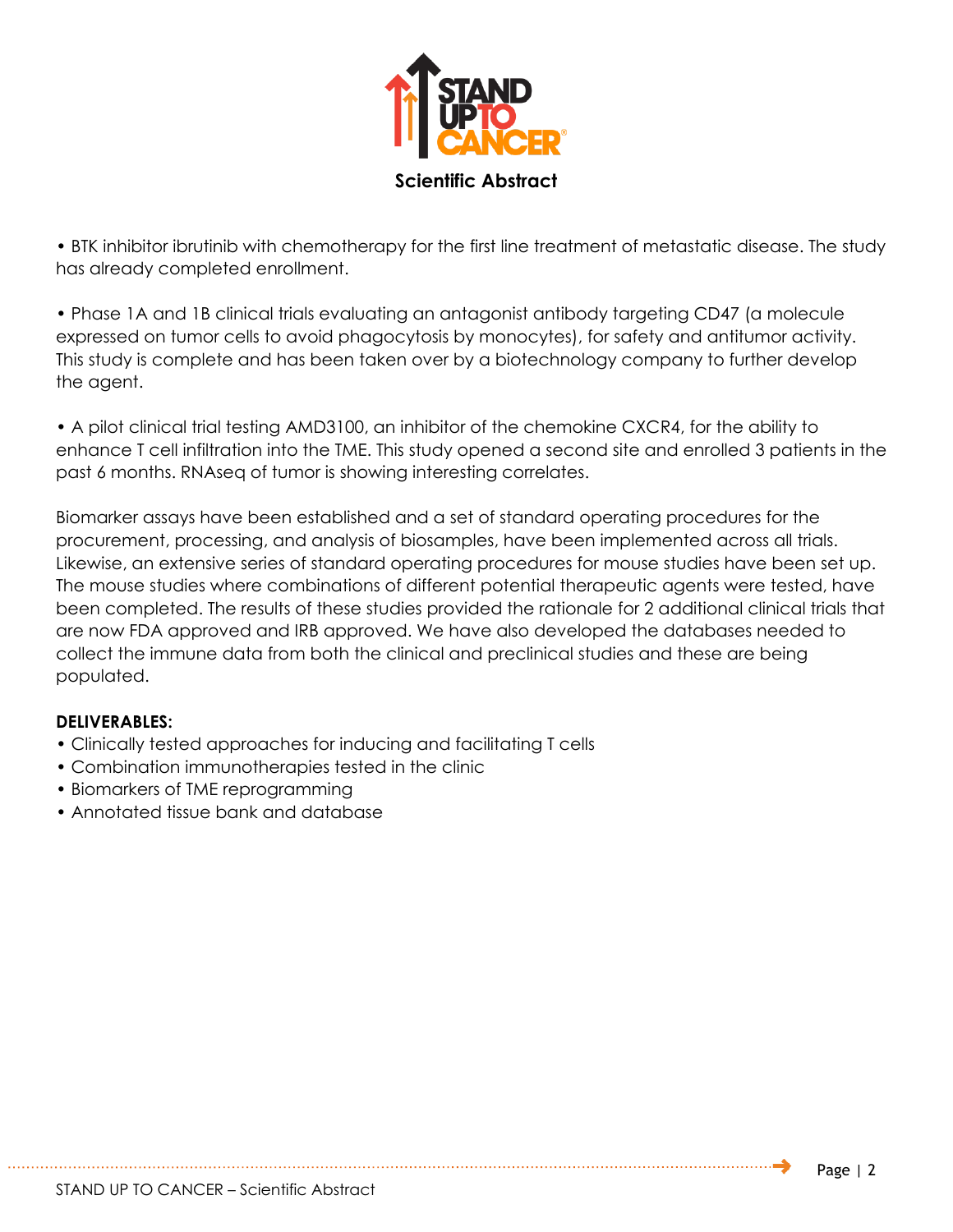**Scientific Abstract**

- BTK inhibitor ibrutinib with chemotherapy for the first line treatment of metastatic disease. The study has already completed enrollment.

- Phase 1A and 1B clinical trials evaluating an antagonist antibody targeting CD47 (a molecule expressed on tumor cells to avoid phagocytosis by monocytes), for safety and antitumor activity. This study is complete and has been taken over by a biotechnology company to further develop the agent.

- A pilot clinical trial testing AMD3100, an inhibitor of the chemokine CXCR4, for the ability to enhance T cell infiltration into the TME. This study opened a second site and enrolled 3 patients in the past 6 months. RNAseq of tumor is showing interesting correlates.

Biomarker assays have been established and a set of standard operating procedures for the procurement, processing, and analysis of biosamples, have been implemented across all trials. Likewise, an extensive series of standard operating procedures for mouse studies have been set up. The mouse studies where combinations of different potential therapeutic agents were tested, have been completed. The results of these studies provided the rationale for 2 additional clinical trials that are now FDA approved and IRB approved. We have also developed the databases needed to collect the immune data from both the clinical and preclinical studies and these are being populated.

**DELIVERABLES:**

- Clinically tested approaches for inducing and facilitating T cells
- Combination immunotherapies tested in the clinic
- Biomarkers of TME reprogramming
- Annotated tissue bank and database